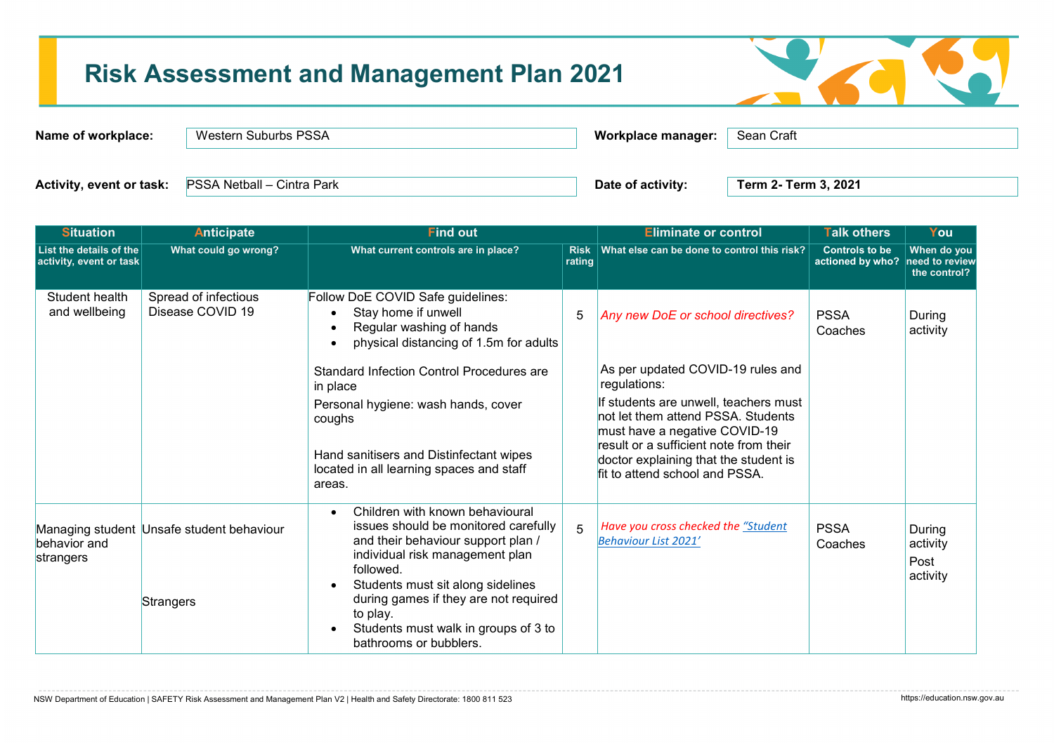# Risk Assessment and Management Plan 2021

| | | | |
|---|---|---|---|
| **Name of workplace:** | Western Suburbs PSSA | **Workplace manager:** | Sean Craft |
| **Activity, event or task:** | PSSA Netball – Cintra Park | **Date of activity:** | **Term 2- Term 3, 2021** |

| Situation | Anticipate | Find out | | Eliminate or control | Talk others | You |
|---|---|---|---|---|---|---|
| List the details of the activity, event or task | What could go wrong? | What current controls are in place? | Risk rating | What else can be done to control this risk? | Controls to be actioned by who? | When do you need to review the control? |
| Student health and wellbeing | Spread of infectious Disease COVID 19 | Follow DoE COVID Safe guidelines:<br>• Stay home if unwell<br>• Regular washing of hands<br>• physical distancing of 1.5m for adults<br><br>Standard Infection Control Procedures are in place<br><br>Personal hygiene: wash hands, cover coughs<br><br>Hand sanitisers and Distinfectant wipes located in all learning spaces and staff areas. | 5 | *Any new DoE or school directives?*<br><br>As per updated COVID-19 rules and regulations:<br><br>If students are unwell, teachers must not let them attend PSSA. Students must have a negative COVID-19 result or a sufficient note from their doctor explaining that the student is fit to attend school and PSSA. | PSSA Coaches | During activity |
| Managing student behavior and strangers | Unsafe student behaviour<br><br>Strangers | • Children with known behavioural issues should be monitored carefully and their behaviour support plan / individual risk management plan followed.<br>• Students must sit along sidelines during games if they are not required to play.<br>• Students must walk in groups of 3 to bathrooms or bubblers. | 5 | *Have you cross checked the "Student Behaviour List 2021'* | PSSA Coaches | During activity<br><br>Post activity |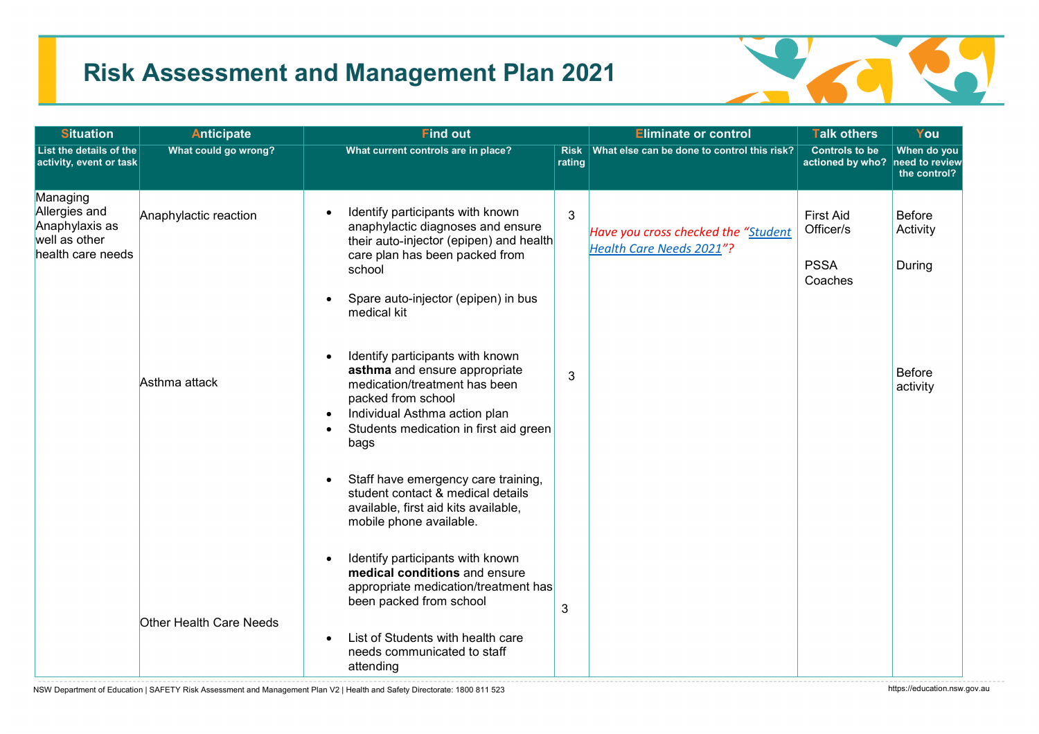# Risk Assessment and Management Plan 2021

| Situation | Anticipate | Find out | | Eliminate or control | Talk others | You |
|---|---|---|---|---|---|---|
| List the details of the activity, event or task | What could go wrong? | What current controls are in place? | Risk rating | What else can be done to control this risk? | Controls to be actioned by who? | When do you need to review the control? |
| Managing Allergies and Anaphylaxis as well as other health care needs | Anaphylactic reaction | • Identify participants with known anaphylactic diagnoses and ensure their auto-injector (epipen) and health care plan has been packed from school<br>• Spare auto-injector (epipen) in bus medical kit | 3 | *Have you cross checked the "[Student Health Care Needs 2021](#)"?* | First Aid Officer/s<br><br>PSSA Coaches | Before Activity<br><br>During |
| | Asthma attack | • Identify participants with known **asthma** and ensure appropriate medication/treatment has been packed from school<br>• Individual Asthma action plan<br>• Students medication in first aid green bags<br>• Staff have emergency care training, student contact & medical details available, first aid kits available, mobile phone available. | 3 | | | Before activity |
| | Other Health Care Needs | • Identify participants with known **medical conditions** and ensure appropriate medication/treatment has been packed from school<br>• List of Students with health care needs communicated to staff attending | 3 | | | |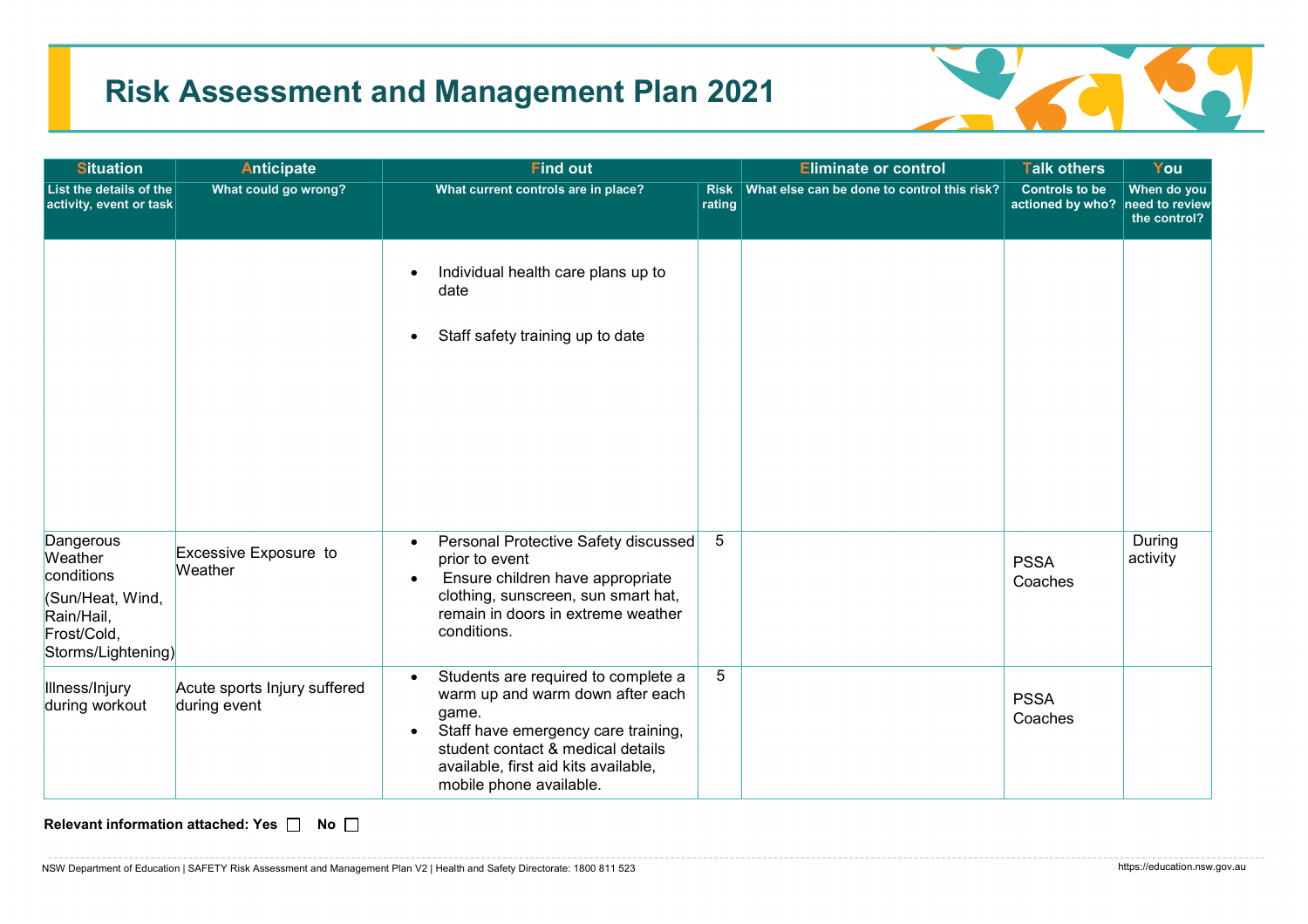# Risk Assessment and Management Plan 2021

| Situation | Anticipate | Find out | | Eliminate or control | Talk others | You |
|---|---|---|---|---|---|---|
| List the details of the activity, event or task | What could go wrong? | What current controls are in place? | Risk rating | What else can be done to control this risk? | Controls to be actioned by who? | When do you need to review the control? |
| | | • Individual health care plans up to date<br>• Staff safety training up to date | | | | |
| Dangerous Weather conditions (Sun/Heat, Wind, Rain/Hail, Frost/Cold, Storms/Lightening) | Excessive Exposure to Weather | • Personal Protective Safety discussed prior to event<br>• Ensure children have appropriate clothing, sunscreen, sun smart hat, remain in doors in extreme weather conditions. | 5 | | PSSA Coaches | During activity |
| Illness/Injury during workout | Acute sports Injury suffered during event | • Students are required to complete a warm up and warm down after each game.<br>• Staff have emergency care training, student contact & medical details available, first aid kits available, mobile phone available. | 5 | | PSSA Coaches | |

**Relevant information attached: Yes** ☐ **No** ☐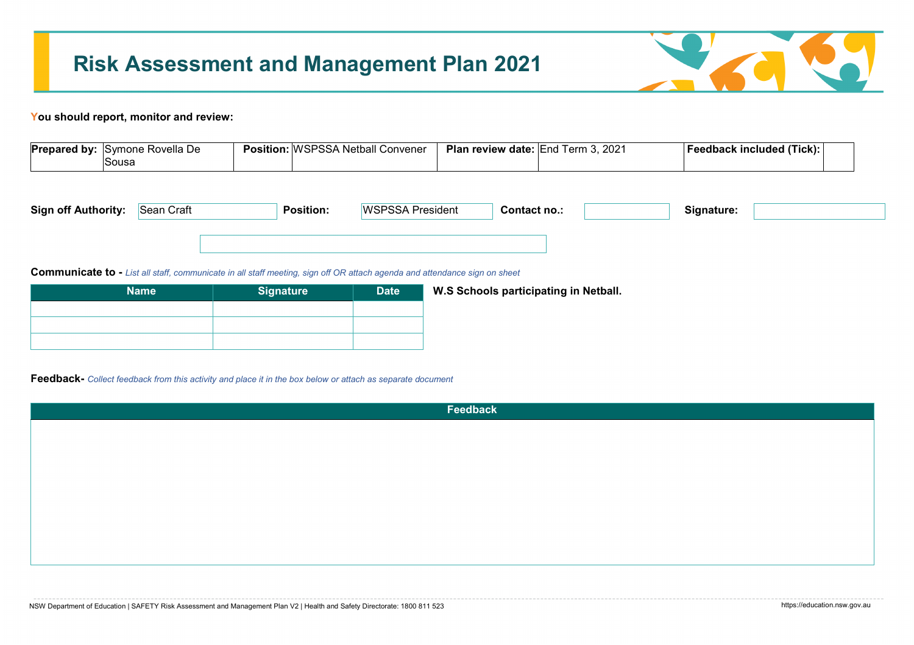# Risk Assessment and Management Plan 2021

**Y**ou should report, monitor and review:

| **Prepared by:** | Symone Rovella De Sousa | **Position:** | WSPSSA Netball Convener | **Plan review date:** | End Term 3, 2021 | **Feedback included (Tick):** | |
|---|---|---|---|---|---|---|---|

| **Sign off Authority:** | Sean Craft | **Position:** | WSPSSA President | **Contact no.:** | | **Signature:** | |
|---|---|---|---|---|---|---|---|

**Communicate to -** *List all staff, communicate in all staff meeting, sign off OR attach agenda and attendance sign on sheet*

| Name | Signature | Date |
|---|---|---|
| | | |
| | | |
| | | |

**W.S Schools participating in Netball.**

**Feedback-** *Collect feedback from this activity and place it in the box below or attach as separate document*

| Feedback |
|---|
| |

NSW Department of Education | SAFETY Risk Assessment and Management Plan V2 | Health and Safety Directorate: 1800 811 523

https://education.nsw.gov.au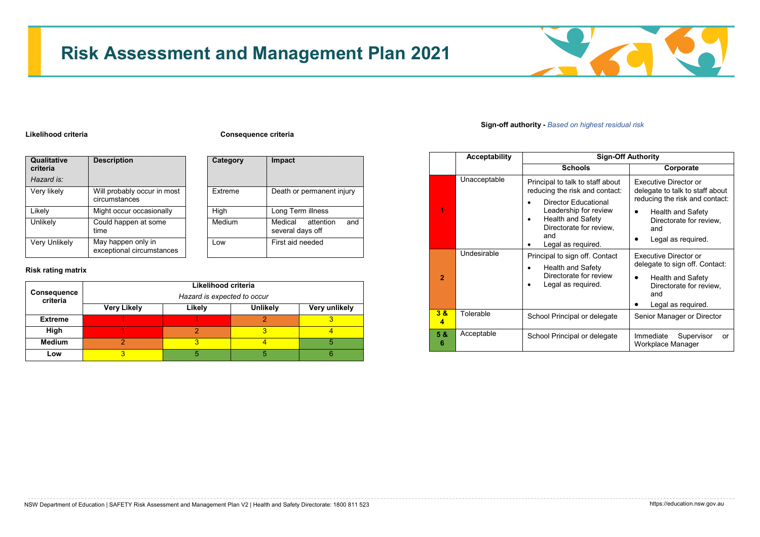# Risk Assessment and Management Plan 2021

**Likelihood criteria**

| Qualitative criteria<br>*Hazard is:* | Description |
|---|---|
| Very likely | Will probably occur in most circumstances |
| Likely | Might occur occasionally |
| Unlikely | Could happen at some time |
| Very Unlikely | May happen only in exceptional circumstances |

**Consequence criteria**

| Category | Impact |
|---|---|
| Extreme | Death or permanent injury |
| High | Long Term illness |
| Medium | Medical attention and several days off |
| Low | First aid needed |

**Risk rating matrix**

| Consequence criteria | Likelihood criteria<br>*Hazard is expected to occur* | | | |
|---|---|---|---|---|
| | **Very Likely** | **Likely** | **Unlikely** | **Very unlikely** |
| **Extreme** | 1 | 1 | 2 | 3 |
| **High** | 1 | 2 | 3 | 4 |
| **Medium** | 2 | 3 | 4 | 5 |
| **Low** | 3 | 5 | 5 | 6 |

**Sign-off authority -** *Based on highest residual risk*

| | Acceptability | Sign-Off Authority | |
|---|---|---|---|
| | | **Schools** | **Corporate** |
| **1** | Unacceptable | Principal to talk to staff about reducing the risk and contact:<br>• Director Educational Leadership for review<br>• Health and Safety Directorate for review, and<br>• Legal as required. | Executive Director or delegate to talk to staff about reducing the risk and contact:<br>• Health and Safety Directorate for review, and<br>• Legal as required. |
| **2** | Undesirable | Principal to sign off. Contact<br>• Health and Safety Directorate for review<br>• Legal as required. | Executive Director or delegate to sign off. Contact:<br>• Health and Safety Directorate for review, and<br>• Legal as required. |
| **3 & 4** | Tolerable | School Principal or delegate | Senior Manager or Director |
| **5 & 6** | Acceptable | School Principal or delegate | Immediate Supervisor or Workplace Manager |